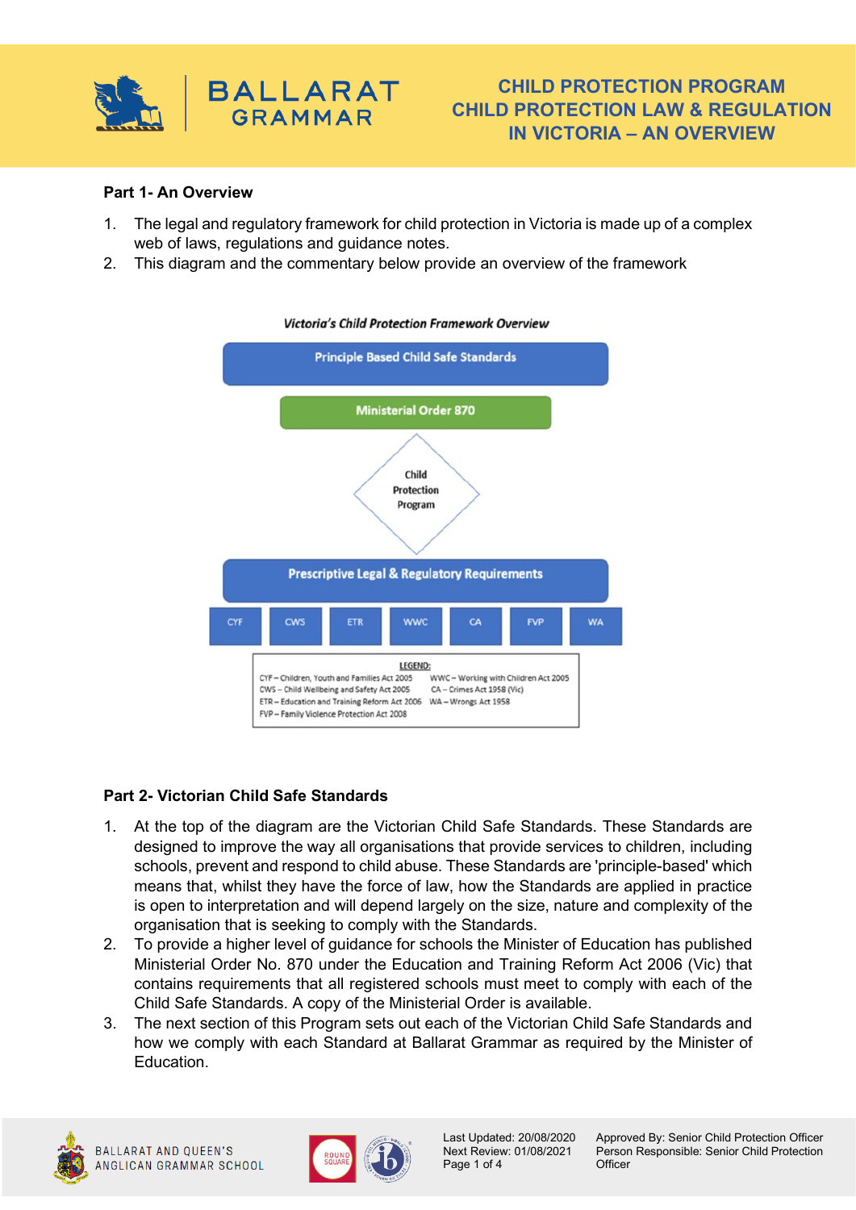# CHILD PROTECTION PROGRAM
# CHILD PROTECTION LAW & REGULATION IN VICTORIA – AN OVERVIEW

**Part 1- An Overview**

1. The legal and regulatory framework for child protection in Victoria is made up of a complex web of laws, regulations and guidance notes.
2. This diagram and the commentary below provide an overview of the framework

*Victoria's Child Protection Framework Overview*

Principle Based Child Safe Standards

Ministerial Order 870

Child Protection Program

Prescriptive Legal & Regulatory Requirements

CYF | CWS | ETR | WWC | CA | FVP | WA

LEGEND:
CYF – Children, Youth and Families Act 2005
CWS – Child Wellbeing and Safety Act 2005
ETR – Education and Training Reform Act 2006
FVP – Family Violence Protection Act 2008
WWC – Working with Children Act 2005
CA – Crimes Act 1958 (Vic)
WA – Wrongs Act 1958

**Part 2- Victorian Child Safe Standards**

1. At the top of the diagram are the Victorian Child Safe Standards. These Standards are designed to improve the way all organisations that provide services to children, including schools, prevent and respond to child abuse. These Standards are 'principle-based' which means that, whilst they have the force of law, how the Standards are applied in practice is open to interpretation and will depend largely on the size, nature and complexity of the organisation that is seeking to comply with the Standards.
2. To provide a higher level of guidance for schools the Minister of Education has published Ministerial Order No. 870 under the Education and Training Reform Act 2006 (Vic) that contains requirements that all registered schools must meet to comply with each of the Child Safe Standards. A copy of the Ministerial Order is available.
3. The next section of this Program sets out each of the Victorian Child Safe Standards and how we comply with each Standard at Ballarat Grammar as required by the Minister of Education.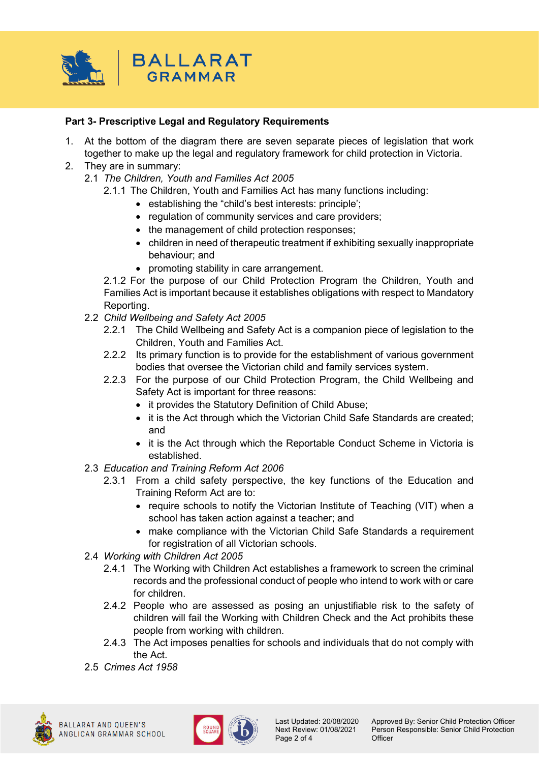**Part 3- Prescriptive Legal and Regulatory Requirements**

1. At the bottom of the diagram there are seven separate pieces of legislation that work together to make up the legal and regulatory framework for child protection in Victoria.
2. They are in summary:
   - 2.1 *The Children, Youth and Families Act 2005*
     - 2.1.1 The Children, Youth and Families Act has many functions including:
       - establishing the "child's best interests: principle';
       - regulation of community services and care providers;
       - the management of child protection responses;
       - children in need of therapeutic treatment if exhibiting sexually inappropriate behaviour; and
       - promoting stability in care arrangement.
     - 2.1.2 For the purpose of our Child Protection Program the Children, Youth and Families Act is important because it establishes obligations with respect to Mandatory Reporting.
   - 2.2 *Child Wellbeing and Safety Act 2005*
     - 2.2.1 The Child Wellbeing and Safety Act is a companion piece of legislation to the Children, Youth and Families Act.
     - 2.2.2 Its primary function is to provide for the establishment of various government bodies that oversee the Victorian child and family services system.
     - 2.2.3 For the purpose of our Child Protection Program, the Child Wellbeing and Safety Act is important for three reasons:
       - it provides the Statutory Definition of Child Abuse;
       - it is the Act through which the Victorian Child Safe Standards are created; and
       - it is the Act through which the Reportable Conduct Scheme in Victoria is established.
   - 2.3 *Education and Training Reform Act 2006*
     - 2.3.1 From a child safety perspective, the key functions of the Education and Training Reform Act are to:
       - require schools to notify the Victorian Institute of Teaching (VIT) when a school has taken action against a teacher; and
       - make compliance with the Victorian Child Safe Standards a requirement for registration of all Victorian schools.
   - 2.4 *Working with Children Act 2005*
     - 2.4.1 The Working with Children Act establishes a framework to screen the criminal records and the professional conduct of people who intend to work with or care for children.
     - 2.4.2 People who are assessed as posing an unjustifiable risk to the safety of children will fail the Working with Children Check and the Act prohibits these people from working with children.
     - 2.4.3 The Act imposes penalties for schools and individuals that do not comply with the Act.
   - 2.5 *Crimes Act 1958*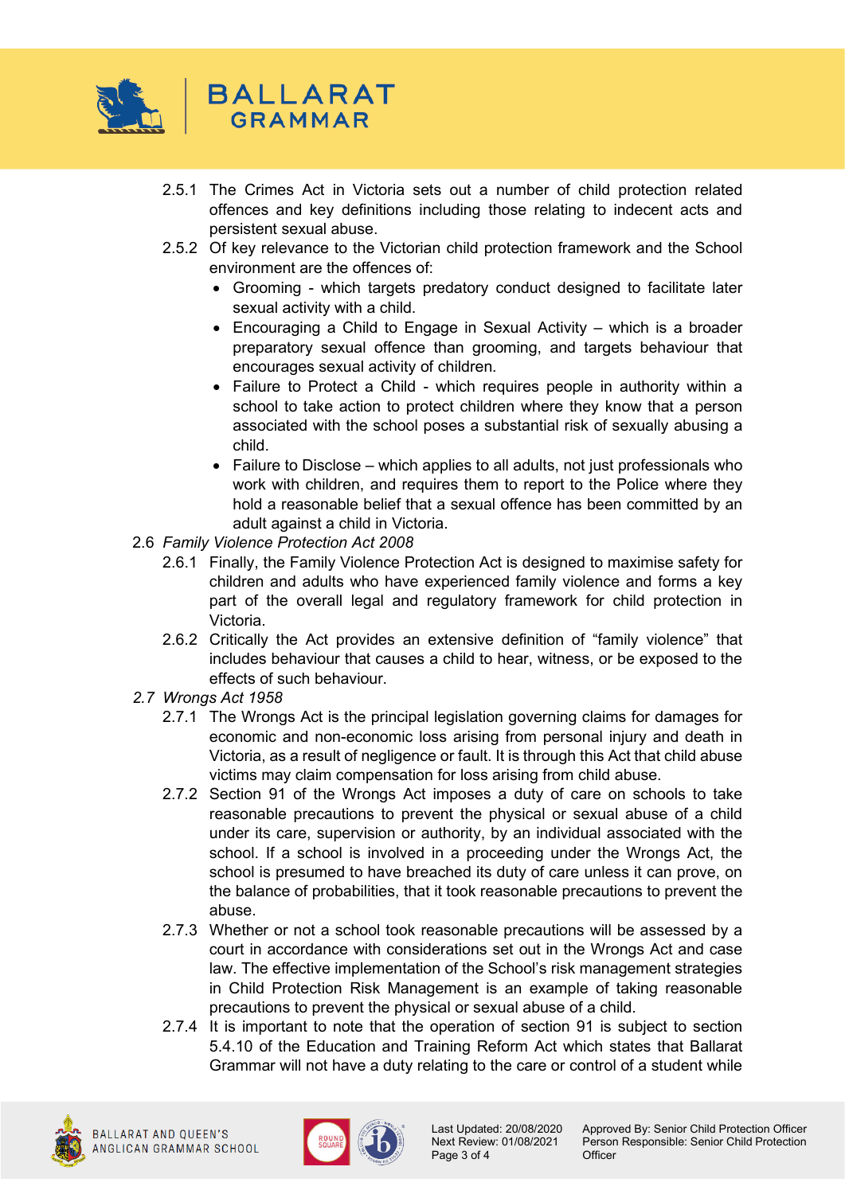2.5.1 The Crimes Act in Victoria sets out a number of child protection related offences and key definitions including those relating to indecent acts and persistent sexual abuse.

2.5.2 Of key relevance to the Victorian child protection framework and the School environment are the offences of:

- Grooming - which targets predatory conduct designed to facilitate later sexual activity with a child.
- Encouraging a Child to Engage in Sexual Activity – which is a broader preparatory sexual offence than grooming, and targets behaviour that encourages sexual activity of children.
- Failure to Protect a Child - which requires people in authority within a school to take action to protect children where they know that a person associated with the school poses a substantial risk of sexually abusing a child.
- Failure to Disclose – which applies to all adults, not just professionals who work with children, and requires them to report to the Police where they hold a reasonable belief that a sexual offence has been committed by an adult against a child in Victoria.

2.6 *Family Violence Protection Act 2008*

2.6.1 Finally, the Family Violence Protection Act is designed to maximise safety for children and adults who have experienced family violence and forms a key part of the overall legal and regulatory framework for child protection in Victoria.

2.6.2 Critically the Act provides an extensive definition of "family violence" that includes behaviour that causes a child to hear, witness, or be exposed to the effects of such behaviour.

*2.7 Wrongs Act 1958*

2.7.1 The Wrongs Act is the principal legislation governing claims for damages for economic and non-economic loss arising from personal injury and death in Victoria, as a result of negligence or fault. It is through this Act that child abuse victims may claim compensation for loss arising from child abuse.

2.7.2 Section 91 of the Wrongs Act imposes a duty of care on schools to take reasonable precautions to prevent the physical or sexual abuse of a child under its care, supervision or authority, by an individual associated with the school. If a school is involved in a proceeding under the Wrongs Act, the school is presumed to have breached its duty of care unless it can prove, on the balance of probabilities, that it took reasonable precautions to prevent the abuse.

2.7.3 Whether or not a school took reasonable precautions will be assessed by a court in accordance with considerations set out in the Wrongs Act and case law. The effective implementation of the School's risk management strategies in Child Protection Risk Management is an example of taking reasonable precautions to prevent the physical or sexual abuse of a child.

2.7.4 It is important to note that the operation of section 91 is subject to section 5.4.10 of the Education and Training Reform Act which states that Ballarat Grammar will not have a duty relating to the care or control of a student while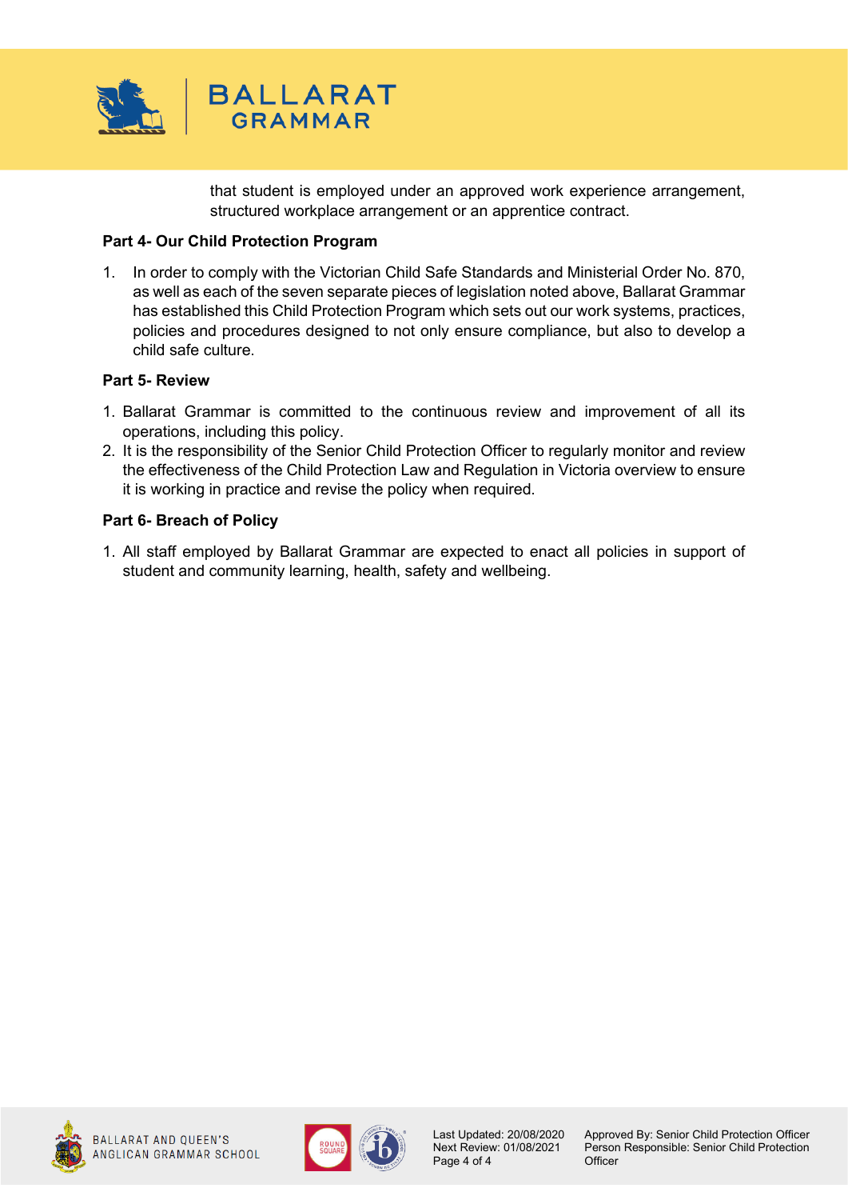that student is employed under an approved work experience arrangement, structured workplace arrangement or an apprentice contract.

**Part 4- Our Child Protection Program**

1. In order to comply with the Victorian Child Safe Standards and Ministerial Order No. 870, as well as each of the seven separate pieces of legislation noted above, Ballarat Grammar has established this Child Protection Program which sets out our work systems, practices, policies and procedures designed to not only ensure compliance, but also to develop a child safe culture.

**Part 5- Review**

1. Ballarat Grammar is committed to the continuous review and improvement of all its operations, including this policy.
2. It is the responsibility of the Senior Child Protection Officer to regularly monitor and review the effectiveness of the Child Protection Law and Regulation in Victoria overview to ensure it is working in practice and revise the policy when required.

**Part 6- Breach of Policy**

1. All staff employed by Ballarat Grammar are expected to enact all policies in support of student and community learning, health, safety and wellbeing.